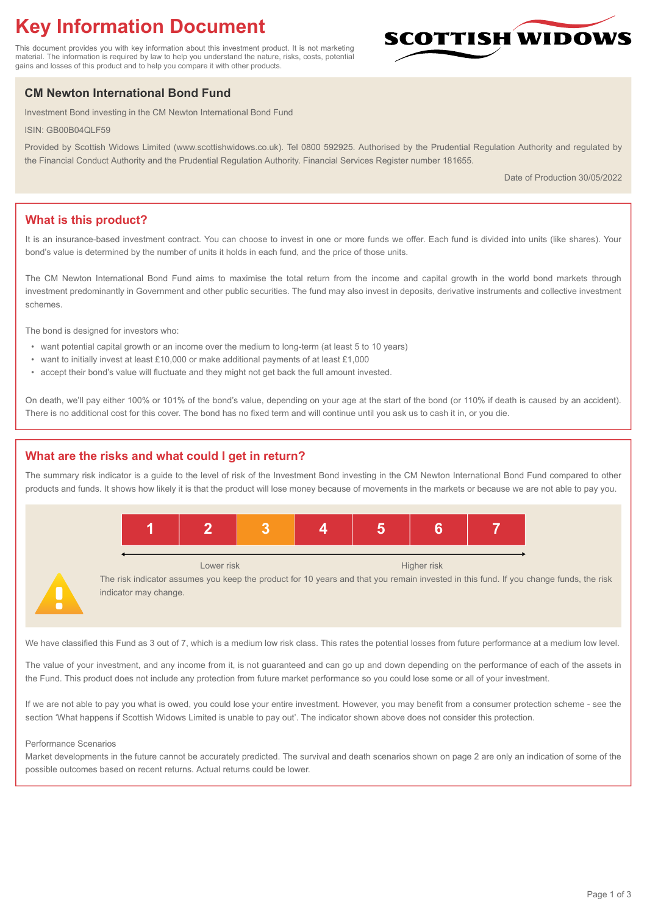# Key Information Document

This document provides you with key information about this investment product. It is not marketing material. The information is required by law to help you understand the nature, risks, costs, potential gains and losses of this product and to help you compare it with other products.

SCOTTISH WIDOWS

## CM Newton International Bond Fund

Investment Bond investing in the CM Newton International Bond Fund

ISIN: GB00B04QLF59

Provided by Scottish Widows Limited (www.scottishwidows.co.uk). Tel 0800 592925. Authorised by the Prudential Regulation Authority and regulated by the Financial Conduct Authority and the Prudential Regulation Authority. Financial Services Register number 181655.

Date of Production 30/05/2022

## What is this product?

It is an insurance-based investment contract. You can choose to invest in one or more funds we offer. Each fund is divided into units (like shares). Your bond's value is determined by the number of units it holds in each fund, and the price of those units.

The CM Newton International Bond Fund aims to maximise the total return from the income and capital growth in the world bond markets through investment predominantly in Government and other public securities. The fund may also invest in deposits, derivative instruments and collective investment schemes.

The bond is designed for investors who:

- want potential capital growth or an income over the medium to long-term (at least 5 to 10 years)
- want to initially invest at least £10,000 or make additional payments of at least £1,000
- accept their bond's value will fluctuate and they might not get back the full amount invested.

On death, we'll pay either 100% or 101% of the bond's value, depending on your age at the start of the bond (or 110% if death is caused by an accident). There is no additional cost for this cover. The bond has no fixed term and will continue until you ask us to cash it in, or you die.

## What are the risks and what could I get in return?

The summary risk indicator is a guide to the level of risk of the Investment Bond investing in the CM Newton International Bond Fund compared to other products and funds. It shows how likely it is that the product will lose money because of movements in the markets or because we are not able to pay you.

| 1 | 2 | **3** | 4 | 5 | 6 | 7 |
|---|---|---|---|---|---|---|

Lower risk ← → Higher risk

The risk indicator assumes you keep the product for 10 years and that you remain invested in this fund. If you change funds, the risk indicator may change.

We have classified this Fund as 3 out of 7, which is a medium low risk class. This rates the potential losses from future performance at a medium low level.

The value of your investment, and any income from it, is not guaranteed and can go up and down depending on the performance of each of the assets in the Fund. This product does not include any protection from future market performance so you could lose some or all of your investment.

If we are not able to pay you what is owed, you could lose your entire investment. However, you may benefit from a consumer protection scheme - see the section 'What happens if Scottish Widows Limited is unable to pay out'. The indicator shown above does not consider this protection.

Performance Scenarios

Market developments in the future cannot be accurately predicted. The survival and death scenarios shown on page 2 are only an indication of some of the possible outcomes based on recent returns. Actual returns could be lower.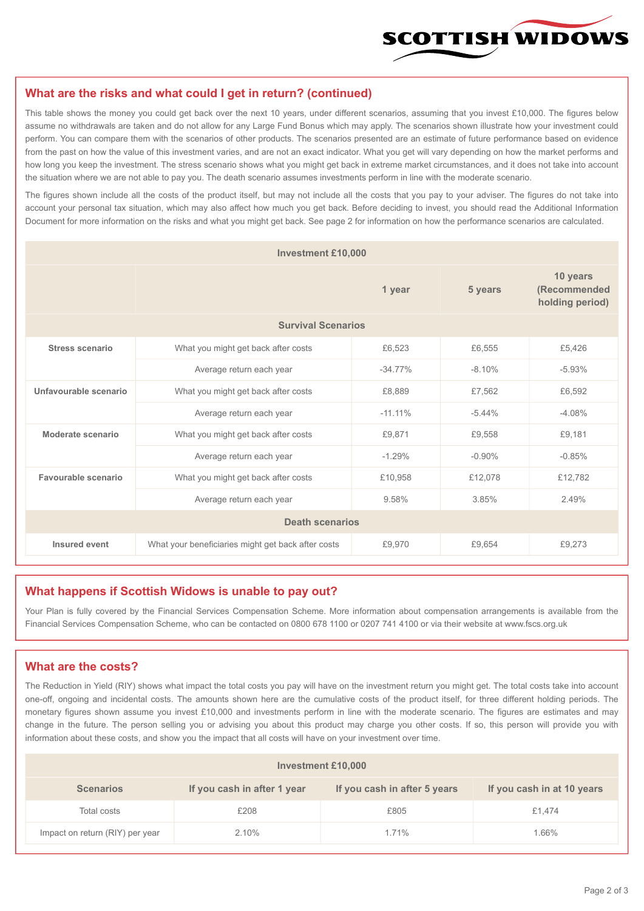## What are the risks and what could I get in return? (continued)

This table shows the money you could get back over the next 10 years, under different scenarios, assuming that you invest £10,000. The figures below assume no withdrawals are taken and do not allow for any Large Fund Bonus which may apply. The scenarios shown illustrate how your investment could perform. You can compare them with the scenarios of other products. The scenarios presented are an estimate of future performance based on evidence from the past on how the value of this investment varies, and are not an exact indicator. What you get will vary depending on how the market performs and how long you keep the investment. The stress scenario shows what you might get back in extreme market circumstances, and it does not take into account the situation where we are not able to pay you. The death scenario assumes investments perform in line with the moderate scenario.

The figures shown include all the costs of the product itself, but may not include all the costs that you pay to your adviser. The figures do not take into account your personal tax situation, which may also affect how much you get back. Before deciding to invest, you should read the Additional Information Document for more information on the risks and what you might get back. See page 2 for information on how the performance scenarios are calculated.

| Investment £10,000 | | | | |
|---|---|---|---|---|
| | | 1 year | 5 years | 10 years (Recommended holding period) |
| **Survival Scenarios** | | | | |
| **Stress scenario** | What you might get back after costs | £6,523 | £6,555 | £5,426 |
| | Average return each year | -34.77% | -8.10% | -5.93% |
| **Unfavourable scenario** | What you might get back after costs | £8,889 | £7,562 | £6,592 |
| | Average return each year | -11.11% | -5.44% | -4.08% |
| **Moderate scenario** | What you might get back after costs | £9,871 | £9,558 | £9,181 |
| | Average return each year | -1.29% | -0.90% | -0.85% |
| **Favourable scenario** | What you might get back after costs | £10,958 | £12,078 | £12,782 |
| | Average return each year | 9.58% | 3.85% | 2.49% |
| **Death scenarios** | | | | |
| **Insured event** | What your beneficiaries might get back after costs | £9,970 | £9,654 | £9,273 |

## What happens if Scottish Widows is unable to pay out?

Your Plan is fully covered by the Financial Services Compensation Scheme. More information about compensation arrangements is available from the Financial Services Compensation Scheme, who can be contacted on 0800 678 1100 or 0207 741 4100 or via their website at www.fscs.org.uk

## What are the costs?

The Reduction in Yield (RIY) shows what impact the total costs you pay will have on the investment return you might get. The total costs take into account one-off, ongoing and incidental costs. The amounts shown here are the cumulative costs of the product itself, for three different holding periods. The monetary figures shown assume you invest £10,000 and investments perform in line with the moderate scenario. The figures are estimates and may change in the future. The person selling you or advising you about this product may charge you other costs. If so, this person will provide you with information about these costs, and show you the impact that all costs will have on your investment over time.

| Investment £10,000 | | | |
|---|---|---|---|
| **Scenarios** | **If you cash in after 1 year** | **If you cash in after 5 years** | **If you cash in at 10 years** |
| Total costs | £208 | £805 | £1,474 |
| Impact on return (RIY) per year | 2.10% | 1.71% | 1.66% |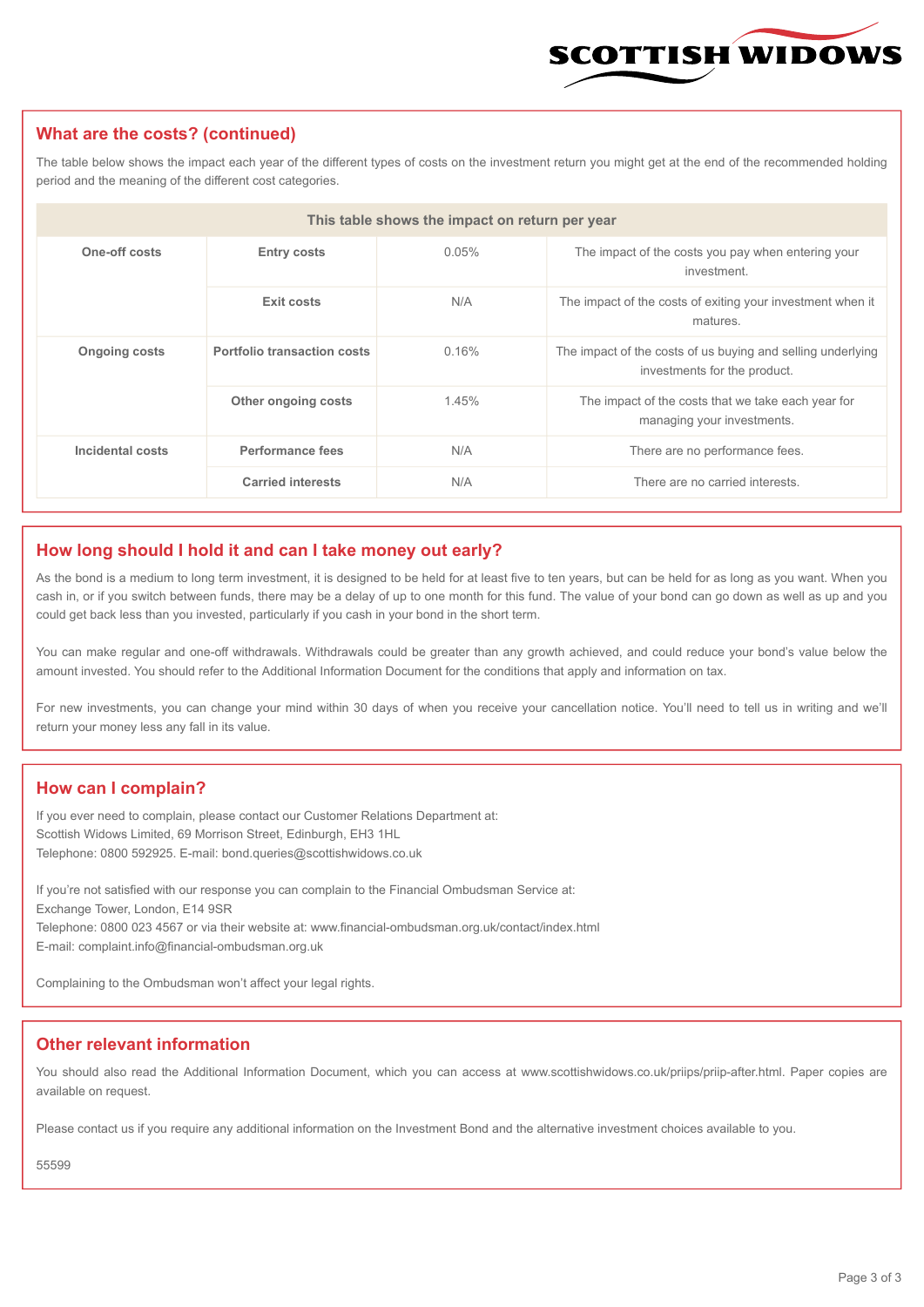## What are the costs? (continued)

The table below shows the impact each year of the different types of costs on the investment return you might get at the end of the recommended holding period and the meaning of the different cost categories.

| This table shows the impact on return per year | | | |
|---|---|---|---|
| **One-off costs** | **Entry costs** | 0.05% | The impact of the costs you pay when entering your investment. |
| | **Exit costs** | N/A | The impact of the costs of exiting your investment when it matures. |
| **Ongoing costs** | **Portfolio transaction costs** | 0.16% | The impact of the costs of us buying and selling underlying investments for the product. |
| | **Other ongoing costs** | 1.45% | The impact of the costs that we take each year for managing your investments. |
| **Incidental costs** | **Performance fees** | N/A | There are no performance fees. |
| | **Carried interests** | N/A | There are no carried interests. |

## How long should I hold it and can I take money out early?

As the bond is a medium to long term investment, it is designed to be held for at least five to ten years, but can be held for as long as you want. When you cash in, or if you switch between funds, there may be a delay of up to one month for this fund. The value of your bond can go down as well as up and you could get back less than you invested, particularly if you cash in your bond in the short term.

You can make regular and one-off withdrawals. Withdrawals could be greater than any growth achieved, and could reduce your bond's value below the amount invested. You should refer to the Additional Information Document for the conditions that apply and information on tax.

For new investments, you can change your mind within 30 days of when you receive your cancellation notice. You'll need to tell us in writing and we'll return your money less any fall in its value.

## How can I complain?

If you ever need to complain, please contact our Customer Relations Department at:
Scottish Widows Limited, 69 Morrison Street, Edinburgh, EH3 1HL
Telephone: 0800 592925. E-mail: bond.queries@scottishwidows.co.uk

If you're not satisfied with our response you can complain to the Financial Ombudsman Service at:
Exchange Tower, London, E14 9SR
Telephone: 0800 023 4567 or via their website at: www.financial-ombudsman.org.uk/contact/index.html
E-mail: complaint.info@financial-ombudsman.org.uk

Complaining to the Ombudsman won't affect your legal rights.

## Other relevant information

You should also read the Additional Information Document, which you can access at www.scottishwidows.co.uk/priips/priip-after.html. Paper copies are available on request.

Please contact us if you require any additional information on the Investment Bond and the alternative investment choices available to you.

55599